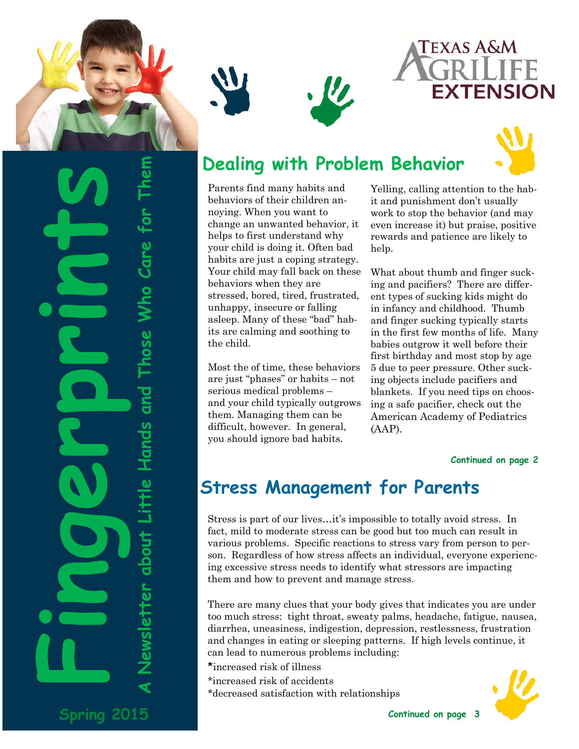# Fingerprints

A Newsletter about Little Hands and Those Who Care for Them

Spring 2015

Texas A&M AgriLife Extension

## Dealing with Problem Behavior

Parents find many habits and behaviors of their children annoying. When you want to change an unwanted behavior, it helps to first understand why your child is doing it. Often bad habits are just a coping strategy. Your child may fall back on these behaviors when they are stressed, bored, tired, frustrated, unhappy, insecure or falling asleep. Many of these "bad" habits are calming and soothing to the child.

Most the of time, these behaviors are just "phases" or habits – not serious medical problems – and your child typically outgrows them. Managing them can be difficult, however. In general, you should ignore bad habits.

Yelling, calling attention to the habit and punishment don't usually work to stop the behavior (and may even increase it) but praise, positive rewards and patience are likely to help.

What about thumb and finger sucking and pacifiers? There are different types of sucking kids might do in infancy and childhood. Thumb and finger sucking typically starts in the first few months of life. Many babies outgrow it well before their first birthday and most stop by age 5 due to peer pressure. Other sucking objects include pacifiers and blankets. If you need tips on choosing a safe pacifier, check out the American Academy of Pediatrics (AAP).

**Continued on page 2**

## Stress Management for Parents

Stress is part of our lives…it's impossible to totally avoid stress. In fact, mild to moderate stress can be good but too much can result in various problems. Specific reactions to stress vary from person to person. Regardless of how stress affects an individual, everyone experiencing excessive stress needs to identify what stressors are impacting them and how to prevent and manage stress.

There are many clues that your body gives that indicates you are under too much stress: tight throat, sweaty palms, headache, fatigue, nausea, diarrhea, uneasiness, indigestion, depression, restlessness, frustration and changes in eating or sleeping patterns. If high levels continue, it can lead to numerous problems including:

*increased risk of illness
*increased risk of accidents
*decreased satisfaction with relationships

**Continued on page 3**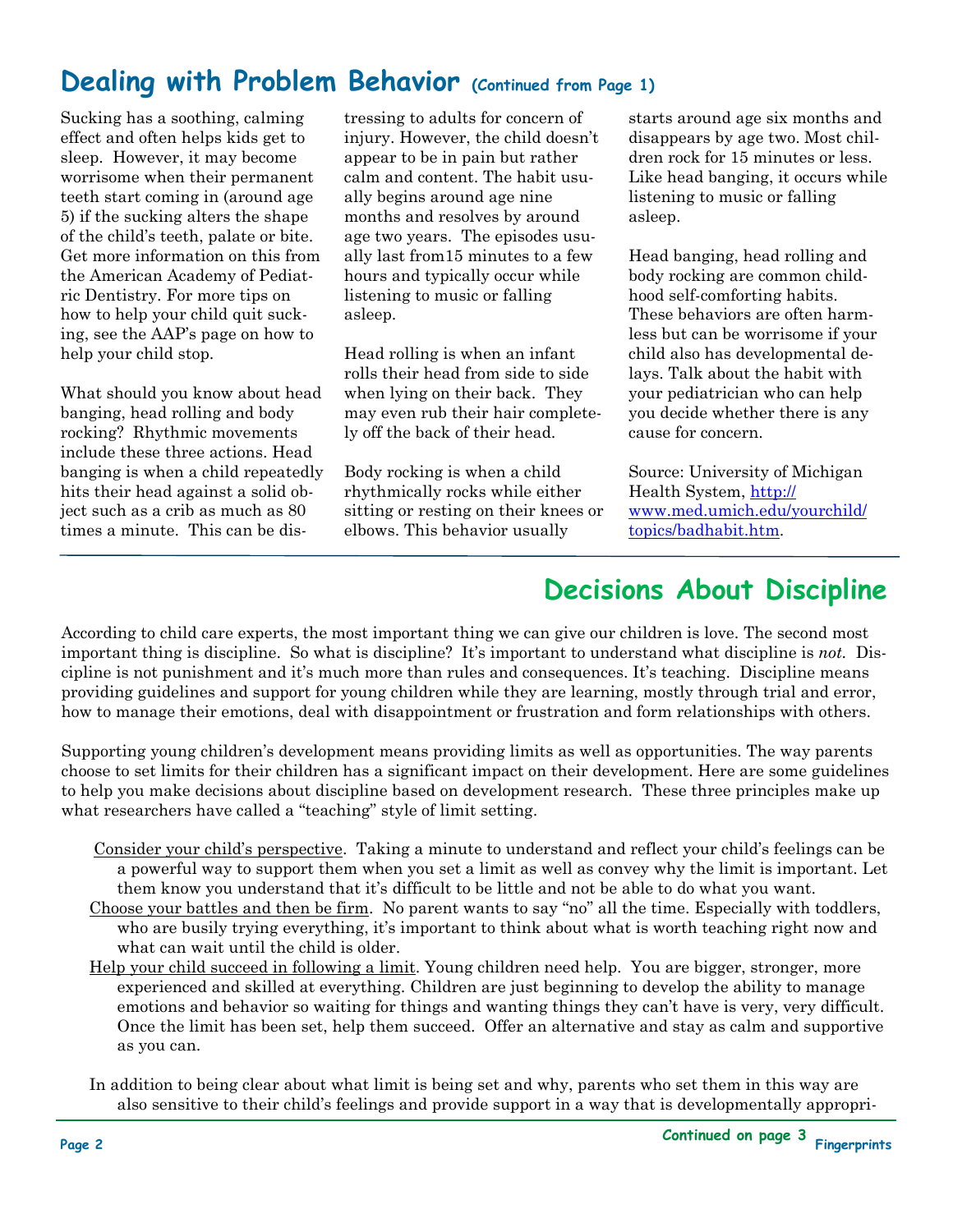## Dealing with Problem Behavior (Continued from Page 1)

Sucking has a soothing, calming effect and often helps kids get to sleep. However, it may become worrisome when their permanent teeth start coming in (around age 5) if the sucking alters the shape of the child's teeth, palate or bite. Get more information on this from the American Academy of Pediatric Dentistry. For more tips on how to help your child quit sucking, see the AAP's page on how to help your child stop.

What should you know about head banging, head rolling and body rocking? Rhythmic movements include these three actions. Head banging is when a child repeatedly hits their head against a solid object such as a crib as much as 80 times a minute. This can be distressing to adults for concern of injury. However, the child doesn't appear to be in pain but rather calm and content. The habit usually begins around age nine months and resolves by around age two years. The episodes usually last from15 minutes to a few hours and typically occur while listening to music or falling asleep.

Head rolling is when an infant rolls their head from side to side when lying on their back. They may even rub their hair completely off the back of their head.

Body rocking is when a child rhythmically rocks while either sitting or resting on their knees or elbows. This behavior usually starts around age six months and disappears by age two. Most children rock for 15 minutes or less. Like head banging, it occurs while listening to music or falling asleep.

Head banging, head rolling and body rocking are common childhood self-comforting habits. These behaviors are often harmless but can be worrisome if your child also has developmental delays. Talk about the habit with your pediatrician who can help you decide whether there is any cause for concern.

Source: University of Michigan Health System, http://www.med.umich.edu/yourchild/topics/badhabit.htm.

## Decisions About Discipline

According to child care experts, the most important thing we can give our children is love. The second most important thing is discipline. So what is discipline? It's important to understand what discipline is *not*. Discipline is not punishment and it's much more than rules and consequences. It's teaching. Discipline means providing guidelines and support for young children while they are learning, mostly through trial and error, how to manage their emotions, deal with disappointment or frustration and form relationships with others.

Supporting young children's development means providing limits as well as opportunities. The way parents choose to set limits for their children has a significant impact on their development. Here are some guidelines to help you make decisions about discipline based on development research. These three principles make up what researchers have called a "teaching" style of limit setting.

Consider your child's perspective. Taking a minute to understand and reflect your child's feelings can be a powerful way to support them when you set a limit as well as convey why the limit is important. Let them know you understand that it's difficult to be little and not be able to do what you want.

Choose your battles and then be firm. No parent wants to say "no" all the time. Especially with toddlers, who are busily trying everything, it's important to think about what is worth teaching right now and what can wait until the child is older.

Help your child succeed in following a limit. Young children need help. You are bigger, stronger, more experienced and skilled at everything. Children are just beginning to develop the ability to manage emotions and behavior so waiting for things and wanting things they can't have is very, very difficult. Once the limit has been set, help them succeed. Offer an alternative and stay as calm and supportive as you can.

In addition to being clear about what limit is being set and why, parents who set them in this way are also sensitive to their child's feelings and provide support in a way that is developmentally appropri-

Continued on page 3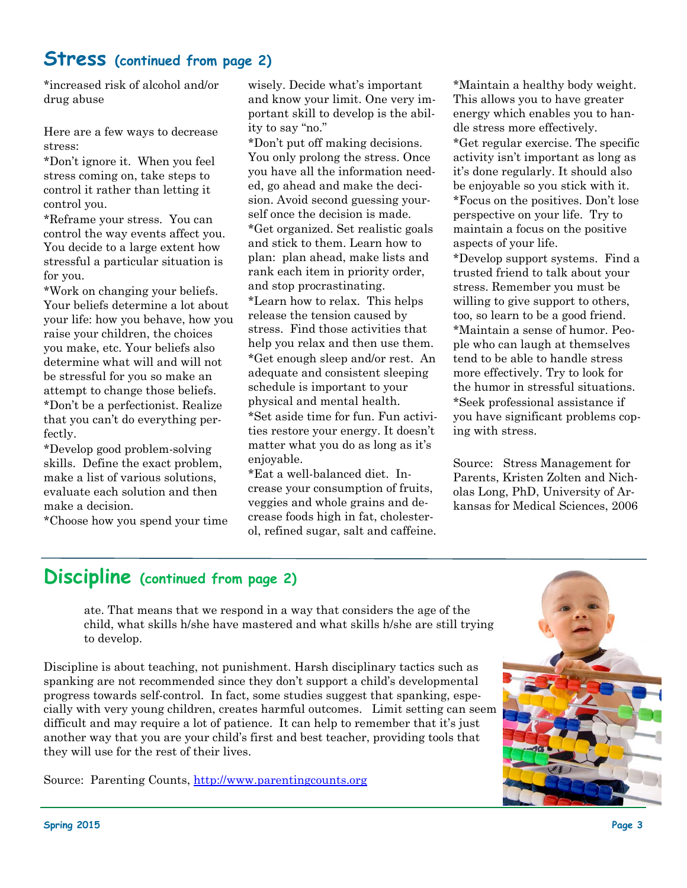## Stress (continued from page 2)

*increased risk of alcohol and/or drug abuse

Here are a few ways to decrease stress:

*Don't ignore it. When you feel stress coming on, take steps to control it rather than letting it control you.

*Reframe your stress. You can control the way events affect you. You decide to a large extent how stressful a particular situation is for you.

*Work on changing your beliefs. Your beliefs determine a lot about your life: how you behave, how you raise your children, the choices you make, etc. Your beliefs also determine what will and will not be stressful for you so make an attempt to change those beliefs.

*Don't be a perfectionist. Realize that you can't do everything perfectly.

*Develop good problem-solving skills. Define the exact problem, make a list of various solutions, evaluate each solution and then make a decision.

*Choose how you spend your time wisely. Decide what's important and know your limit. One very important skill to develop is the ability to say "no."

*Don't put off making decisions. You only prolong the stress. Once you have all the information needed, go ahead and make the decision. Avoid second guessing yourself once the decision is made.

*Get organized. Set realistic goals and stick to them. Learn how to plan: plan ahead, make lists and rank each item in priority order, and stop procrastinating.

*Learn how to relax. This helps release the tension caused by stress. Find those activities that help you relax and then use them.

*Get enough sleep and/or rest. An adequate and consistent sleeping schedule is important to your physical and mental health.

*Set aside time for fun. Fun activities restore your energy. It doesn't matter what you do as long as it's enjoyable.

*Eat a well-balanced diet. Increase your consumption of fruits, veggies and whole grains and decrease foods high in fat, cholesterol, refined sugar, salt and caffeine.

*Maintain a healthy body weight. This allows you to have greater energy which enables you to handle stress more effectively.

*Get regular exercise. The specific activity isn't important as long as it's done regularly. It should also be enjoyable so you stick with it.

*Focus on the positives. Don't lose perspective on your life. Try to maintain a focus on the positive aspects of your life.

*Develop support systems. Find a trusted friend to talk about your stress. Remember you must be willing to give support to others, too, so learn to be a good friend.

*Maintain a sense of humor. People who can laugh at themselves tend to be able to handle stress more effectively. Try to look for the humor in stressful situations.

*Seek professional assistance if you have significant problems coping with stress.

Source: Stress Management for Parents, Kristen Zolten and Nicholas Long, PhD, University of Arkansas for Medical Sciences, 2006

## Discipline (continued from page 2)

ate. That means that we respond in a way that considers the age of the child, what skills h/she have mastered and what skills h/she are still trying to develop.

Discipline is about teaching, not punishment. Harsh disciplinary tactics such as spanking are not recommended since they don't support a child's developmental progress towards self-control. In fact, some studies suggest that spanking, especially with very young children, creates harmful outcomes. Limit setting can seem difficult and may require a lot of patience. It can help to remember that it's just another way that you are your child's first and best teacher, providing tools that they will use for the rest of their lives.

Source: Parenting Counts, http://www.parentingcounts.org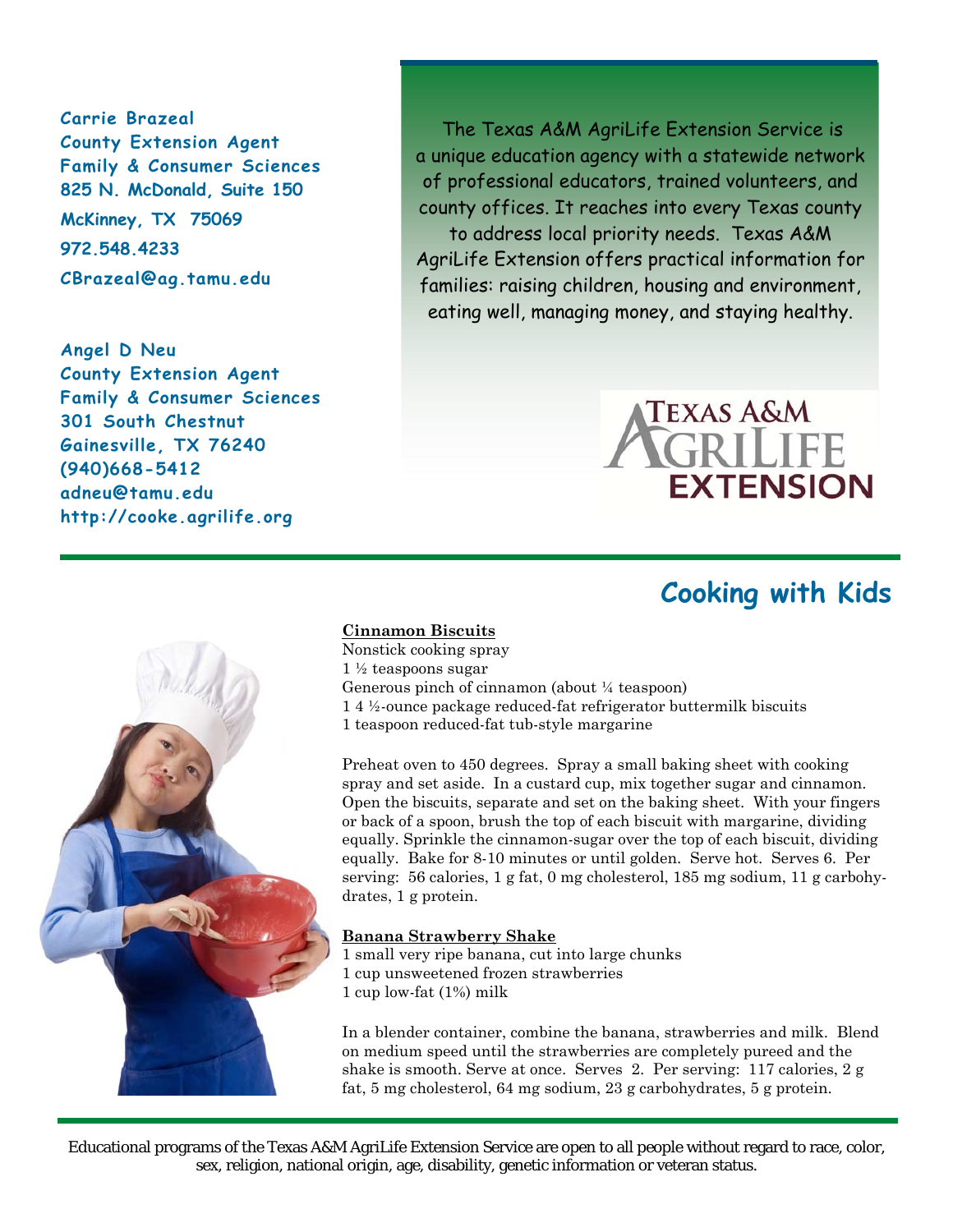**Carrie Brazeal**
**County Extension Agent**
**Family & Consumer Sciences**
**825 N. McDonald, Suite 150**
**McKinney, TX 75069**
**972.548.4233**
**CBrazeal@ag.tamu.edu**

**Angel D Neu**
**County Extension Agent**
**Family & Consumer Sciences**
**301 South Chestnut**
**Gainesville, TX 76240**
**(940)668-5412**
**adneu@tamu.edu**
**http://cooke.agrilife.org**

The Texas A&M AgriLife Extension Service is a unique education agency with a statewide network of professional educators, trained volunteers, and county offices. It reaches into every Texas county to address local priority needs. Texas A&M AgriLife Extension offers practical information for families: raising children, housing and environment, eating well, managing money, and staying healthy.

TEXAS A&M AGRILIFE EXTENSION

## Cooking with Kids

**Cinnamon Biscuits**

Nonstick cooking spray
1 ½ teaspoons sugar
Generous pinch of cinnamon (about ¼ teaspoon)
1 4 ½-ounce package reduced-fat refrigerator buttermilk biscuits
1 teaspoon reduced-fat tub-style margarine

Preheat oven to 450 degrees. Spray a small baking sheet with cooking spray and set aside. In a custard cup, mix together sugar and cinnamon. Open the biscuits, separate and set on the baking sheet. With your fingers or back of a spoon, brush the top of each biscuit with margarine, dividing equally. Sprinkle the cinnamon-sugar over the top of each biscuit, dividing equally. Bake for 8-10 minutes or until golden. Serve hot. Serves 6. Per serving: 56 calories, 1 g fat, 0 mg cholesterol, 185 mg sodium, 11 g carbohydrates, 1 g protein.

**Banana Strawberry Shake**

1 small very ripe banana, cut into large chunks
1 cup unsweetened frozen strawberries
1 cup low-fat (1%) milk

In a blender container, combine the banana, strawberries and milk. Blend on medium speed until the strawberries are completely pureed and the shake is smooth. Serve at once. Serves 2. Per serving: 117 calories, 2 g fat, 5 mg cholesterol, 64 mg sodium, 23 g carbohydrates, 5 g protein.

Educational programs of the Texas A&M AgriLife Extension Service are open to all people without regard to race, color, sex, religion, national origin, age, disability, genetic information or veteran status.